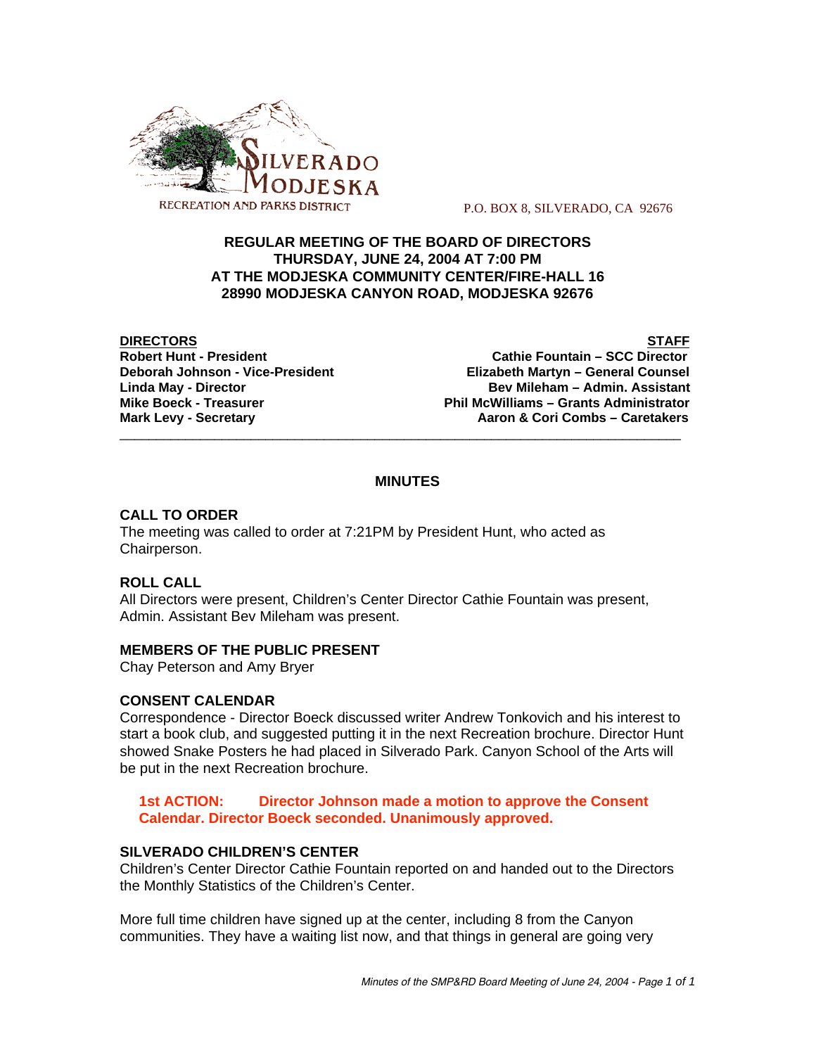SILVERADO MODJESKA
RECREATION AND PARKS DISTRICT

P.O. BOX 8, SILVERADO, CA 92676

**REGULAR MEETING OF THE BOARD OF DIRECTORS**
**THURSDAY, JUNE 24, 2004 AT 7:00 PM**
**AT THE MODJESKA COMMUNITY CENTER/FIRE-HALL 16**
**28990 MODJESKA CANYON ROAD, MODJESKA 92676**

| DIRECTORS | STAFF |
|---|---|
| **Robert Hunt - President** | **Cathie Fountain – SCC Director** |
| **Deborah Johnson - Vice-President** | **Elizabeth Martyn – General Counsel** |
| **Linda May - Director** | **Bev Mileham – Admin. Assistant** |
| **Mike Boeck - Treasurer** | **Phil McWilliams – Grants Administrator** |
| **Mark Levy - Secretary** | **Aaron & Cori Combs – Caretakers** |

## MINUTES

### CALL TO ORDER

The meeting was called to order at 7:21PM by President Hunt, who acted as Chairperson.

### ROLL CALL

All Directors were present, Children's Center Director Cathie Fountain was present, Admin. Assistant Bev Mileham was present.

### MEMBERS OF THE PUBLIC PRESENT

Chay Peterson and Amy Bryer

### CONSENT CALENDAR

Correspondence - Director Boeck discussed writer Andrew Tonkovich and his interest to start a book club, and suggested putting it in the next Recreation brochure. Director Hunt showed Snake Posters he had placed in Silverado Park. Canyon School of the Arts will be put in the next Recreation brochure.

**1st ACTION: Director Johnson made a motion to approve the Consent Calendar. Director Boeck seconded. Unanimously approved.**

### SILVERADO CHILDREN'S CENTER

Children's Center Director Cathie Fountain reported on and handed out to the Directors the Monthly Statistics of the Children's Center.

More full time children have signed up at the center, including 8 from the Canyon communities. They have a waiting list now, and that things in general are going very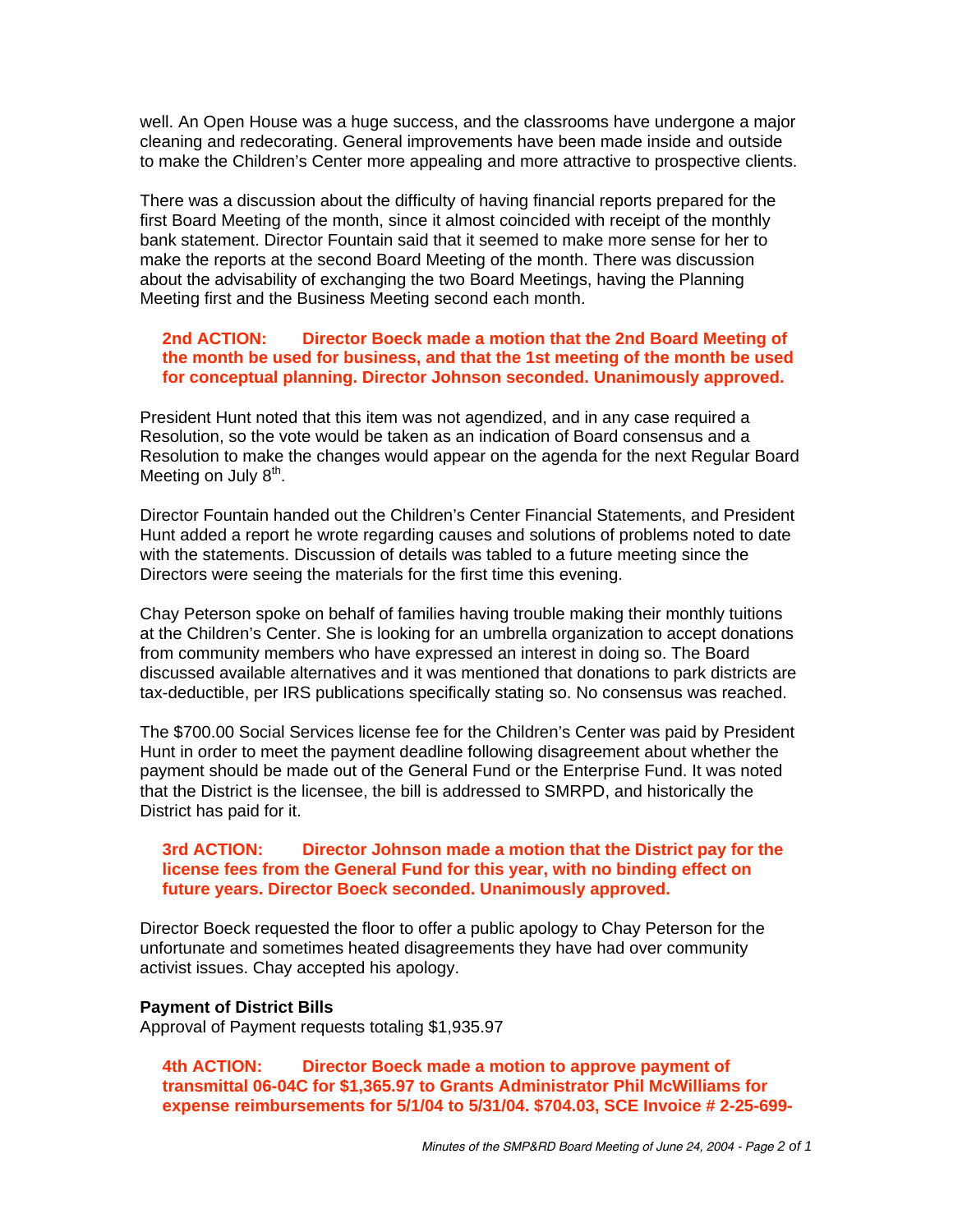well. An Open House was a huge success, and the classrooms have undergone a major cleaning and redecorating. General improvements have been made inside and outside to make the Children's Center more appealing and more attractive to prospective clients.

There was a discussion about the difficulty of having financial reports prepared for the first Board Meeting of the month, since it almost coincided with receipt of the monthly bank statement. Director Fountain said that it seemed to make more sense for her to make the reports at the second Board Meeting of the month. There was discussion about the advisability of exchanging the two Board Meetings, having the Planning Meeting first and the Business Meeting second each month.

> **2nd ACTION: Director Boeck made a motion that the 2nd Board Meeting of the month be used for business, and that the 1st meeting of the month be used for conceptual planning. Director Johnson seconded. Unanimously approved.**

President Hunt noted that this item was not agendized, and in any case required a Resolution, so the vote would be taken as an indication of Board consensus and a Resolution to make the changes would appear on the agenda for the next Regular Board Meeting on July 8th.

Director Fountain handed out the Children's Center Financial Statements, and President Hunt added a report he wrote regarding causes and solutions of problems noted to date with the statements. Discussion of details was tabled to a future meeting since the Directors were seeing the materials for the first time this evening.

Chay Peterson spoke on behalf of families having trouble making their monthly tuitions at the Children's Center. She is looking for an umbrella organization to accept donations from community members who have expressed an interest in doing so. The Board discussed available alternatives and it was mentioned that donations to park districts are tax-deductible, per IRS publications specifically stating so. No consensus was reached.

The $700.00 Social Services license fee for the Children's Center was paid by President Hunt in order to meet the payment deadline following disagreement about whether the payment should be made out of the General Fund or the Enterprise Fund. It was noted that the District is the licensee, the bill is addressed to SMRPD, and historically the District has paid for it.

> **3rd ACTION: Director Johnson made a motion that the District pay for the license fees from the General Fund for this year, with no binding effect on future years. Director Boeck seconded. Unanimously approved.**

Director Boeck requested the floor to offer a public apology to Chay Peterson for the unfortunate and sometimes heated disagreements they have had over community activist issues. Chay accepted his apology.

**Payment of District Bills**
Approval of Payment requests totaling $1,935.97

> **4th ACTION: Director Boeck made a motion to approve payment of transmittal 06-04C for $1,365.97 to Grants Administrator Phil McWilliams for expense reimbursements for 5/1/04 to 5/31/04. $704.03, SCE Invoice # 2-25-699-**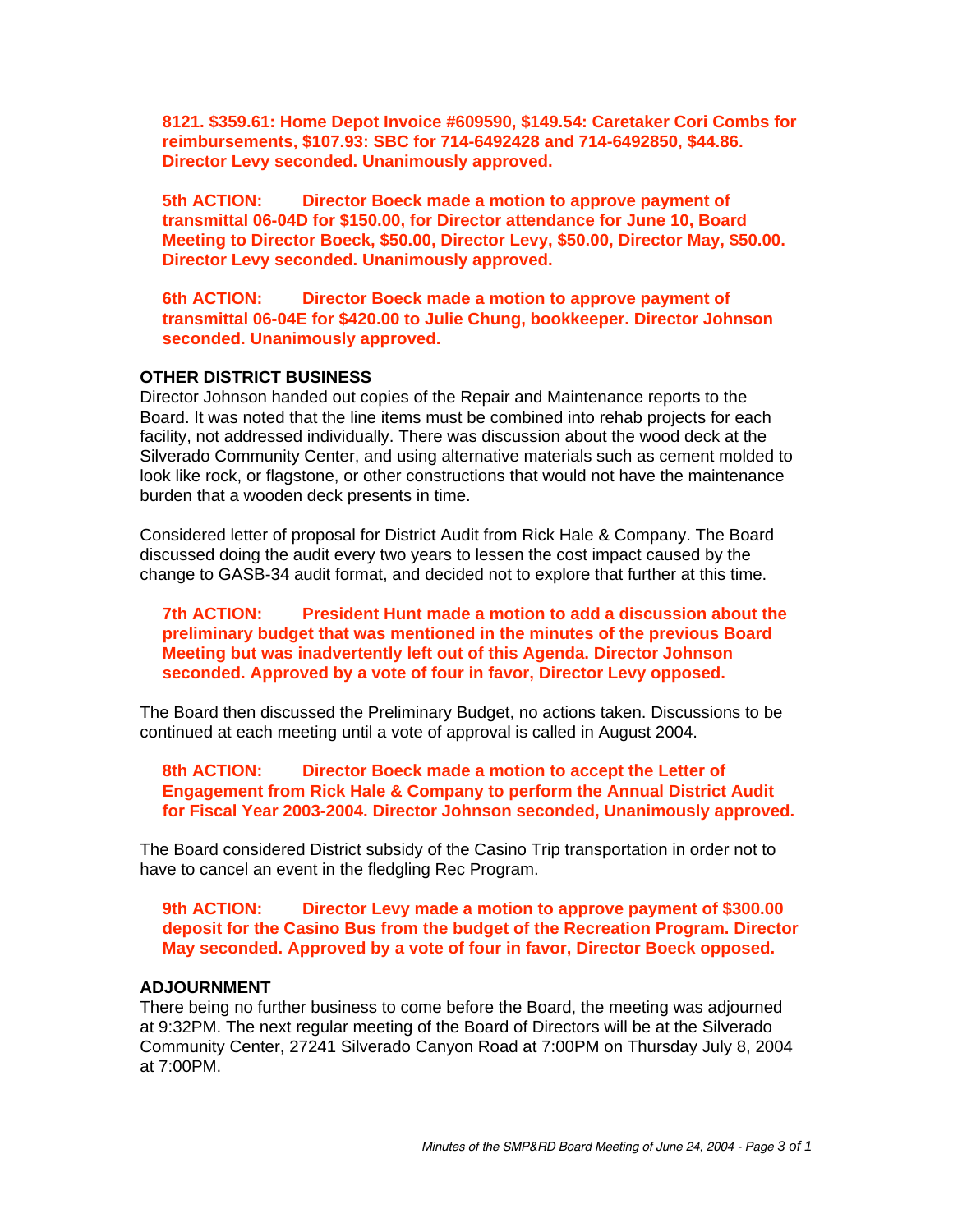**8121. $359.61: Home Depot Invoice #609590, $149.54: Caretaker Cori Combs for reimbursements, $107.93: SBC for 714-6492428 and 714-6492850, $44.86. Director Levy seconded. Unanimously approved.**

**5th ACTION: Director Boeck made a motion to approve payment of transmittal 06-04D for $150.00, for Director attendance for June 10, Board Meeting to Director Boeck, $50.00, Director Levy, $50.00, Director May, $50.00. Director Levy seconded. Unanimously approved.**

**6th ACTION: Director Boeck made a motion to approve payment of transmittal 06-04E for $420.00 to Julie Chung, bookkeeper. Director Johnson seconded. Unanimously approved.**

## OTHER DISTRICT BUSINESS

Director Johnson handed out copies of the Repair and Maintenance reports to the Board. It was noted that the line items must be combined into rehab projects for each facility, not addressed individually. There was discussion about the wood deck at the Silverado Community Center, and using alternative materials such as cement molded to look like rock, or flagstone, or other constructions that would not have the maintenance burden that a wooden deck presents in time.

Considered letter of proposal for District Audit from Rick Hale & Company. The Board discussed doing the audit every two years to lessen the cost impact caused by the change to GASB-34 audit format, and decided not to explore that further at this time.

**7th ACTION: President Hunt made a motion to add a discussion about the preliminary budget that was mentioned in the minutes of the previous Board Meeting but was inadvertently left out of this Agenda. Director Johnson seconded. Approved by a vote of four in favor, Director Levy opposed.**

The Board then discussed the Preliminary Budget, no actions taken. Discussions to be continued at each meeting until a vote of approval is called in August 2004.

**8th ACTION: Director Boeck made a motion to accept the Letter of Engagement from Rick Hale & Company to perform the Annual District Audit for Fiscal Year 2003-2004. Director Johnson seconded, Unanimously approved.**

The Board considered District subsidy of the Casino Trip transportation in order not to have to cancel an event in the fledgling Rec Program.

**9th ACTION: Director Levy made a motion to approve payment of $300.00 deposit for the Casino Bus from the budget of the Recreation Program. Director May seconded. Approved by a vote of four in favor, Director Boeck opposed.**

## ADJOURNMENT

There being no further business to come before the Board, the meeting was adjourned at 9:32PM. The next regular meeting of the Board of Directors will be at the Silverado Community Center, 27241 Silverado Canyon Road at 7:00PM on Thursday July 8, 2004 at 7:00PM.